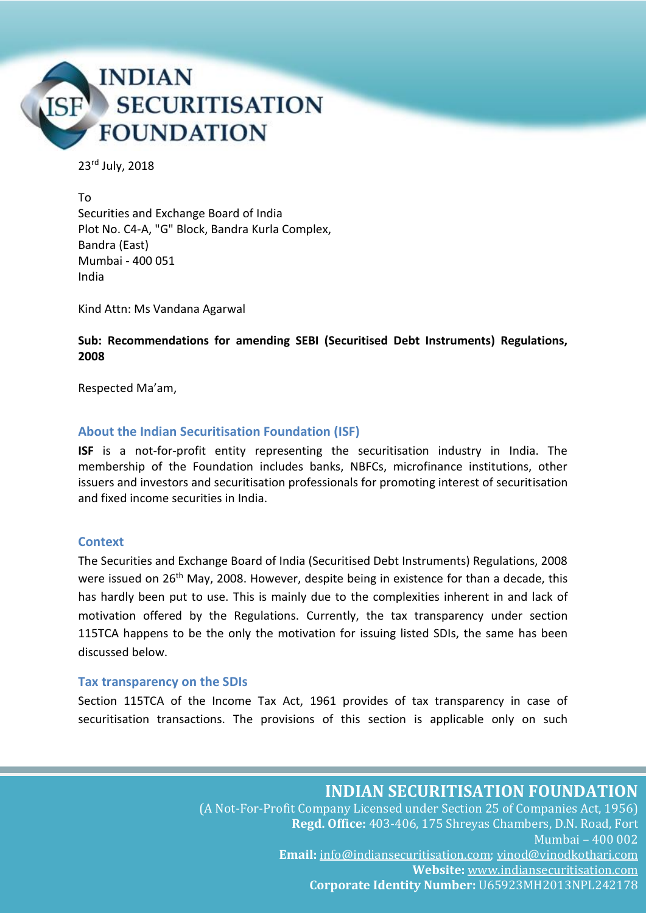# INDIAN SECURITISATION FOUNDATION

23rd July, 2018

To
Securities and Exchange Board of India
Plot No. C4-A, "G" Block, Bandra Kurla Complex,
Bandra (East)
Mumbai - 400 051
India

Kind Attn: Ms Vandana Agarwal

**Sub: Recommendations for amending SEBI (Securitised Debt Instruments) Regulations, 2008**

Respected Ma'am,

## About the Indian Securitisation Foundation (ISF)

**ISF** is a not-for-profit entity representing the securitisation industry in India. The membership of the Foundation includes banks, NBFCs, microfinance institutions, other issuers and investors and securitisation professionals for promoting interest of securitisation and fixed income securities in India.

## Context

The Securities and Exchange Board of India (Securitised Debt Instruments) Regulations, 2008 were issued on 26th May, 2008. However, despite being in existence for than a decade, this has hardly been put to use. This is mainly due to the complexities inherent in and lack of motivation offered by the Regulations. Currently, the tax transparency under section 115TCA happens to be the only the motivation for issuing listed SDIs, the same has been discussed below.

## Tax transparency on the SDIs

Section 115TCA of the Income Tax Act, 1961 provides of tax transparency in case of securitisation transactions. The provisions of this section is applicable only on such

**INDIAN SECURITISATION FOUNDATION**
(A Not-For-Profit Company Licensed under Section 25 of Companies Act, 1956)
**Regd. Office:** 403-406, 175 Shreyas Chambers, D.N. Road, Fort Mumbai – 400 002
**Email:** info@indiansecuritisation.com; vinod@vinodkothari.com
**Website:** www.indiansecuritisation.com
**Corporate Identity Number:** U65923MH2013NPL242178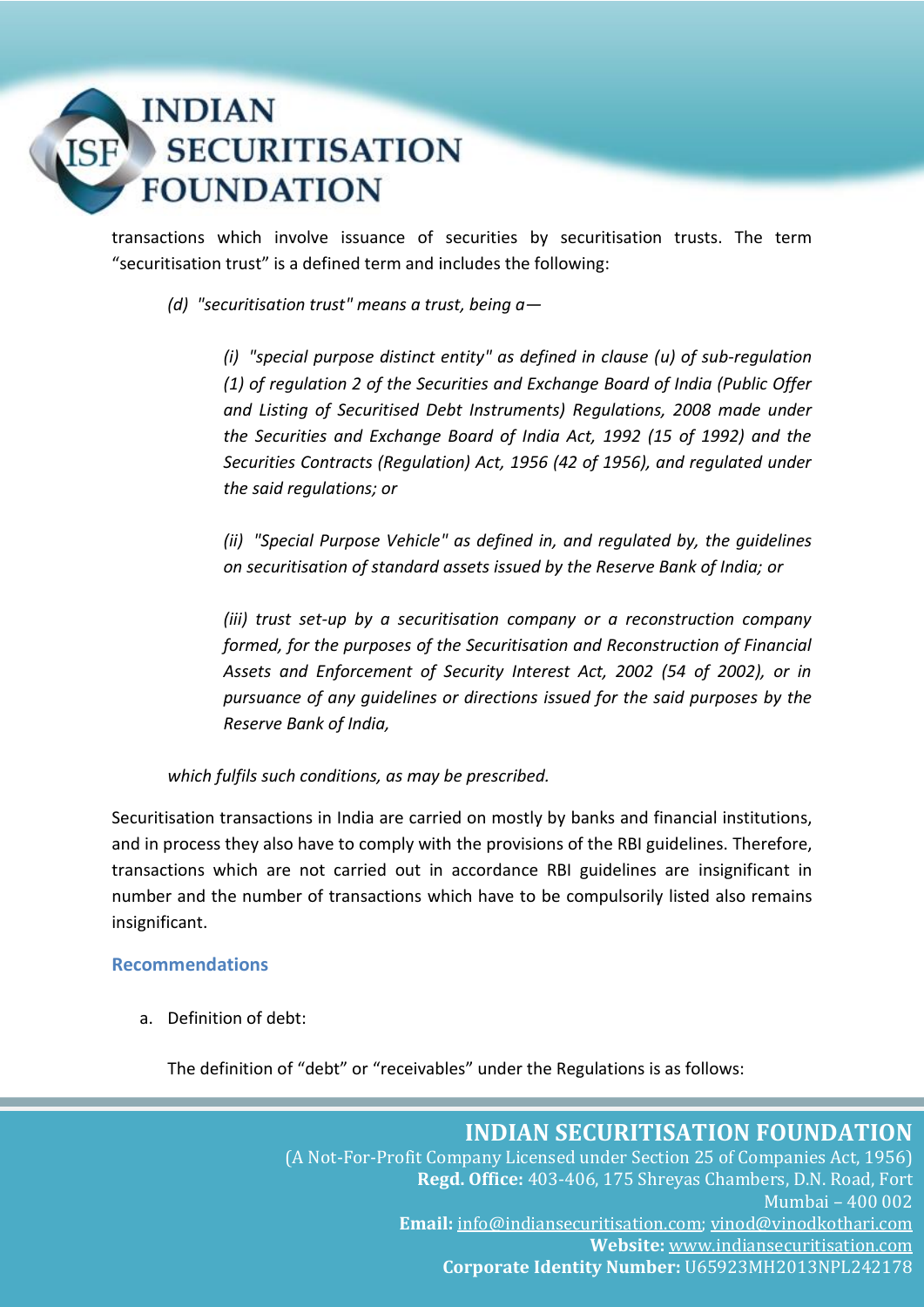transactions which involve issuance of securities by securitisation trusts. The term "securitisation trust" is a defined term and includes the following:

> *(d) "securitisation trust" means a trust, being a—*
>
> > *(i) "special purpose distinct entity" as defined in clause (u) of sub-regulation (1) of regulation 2 of the Securities and Exchange Board of India (Public Offer and Listing of Securitised Debt Instruments) Regulations, 2008 made under the Securities and Exchange Board of India Act, 1992 (15 of 1992) and the Securities Contracts (Regulation) Act, 1956 (42 of 1956), and regulated under the said regulations; or*
> >
> > *(ii) "Special Purpose Vehicle" as defined in, and regulated by, the guidelines on securitisation of standard assets issued by the Reserve Bank of India; or*
> >
> > *(iii) trust set-up by a securitisation company or a reconstruction company formed, for the purposes of the Securitisation and Reconstruction of Financial Assets and Enforcement of Security Interest Act, 2002 (54 of 2002), or in pursuance of any guidelines or directions issued for the said purposes by the Reserve Bank of India,*
>
> *which fulfils such conditions, as may be prescribed.*

Securitisation transactions in India are carried on mostly by banks and financial institutions, and in process they also have to comply with the provisions of the RBI guidelines. Therefore, transactions which are not carried out in accordance RBI guidelines are insignificant in number and the number of transactions which have to be compulsorily listed also remains insignificant.

## Recommendations

a. Definition of debt:

   The definition of "debt" or "receivables" under the Regulations is as follows: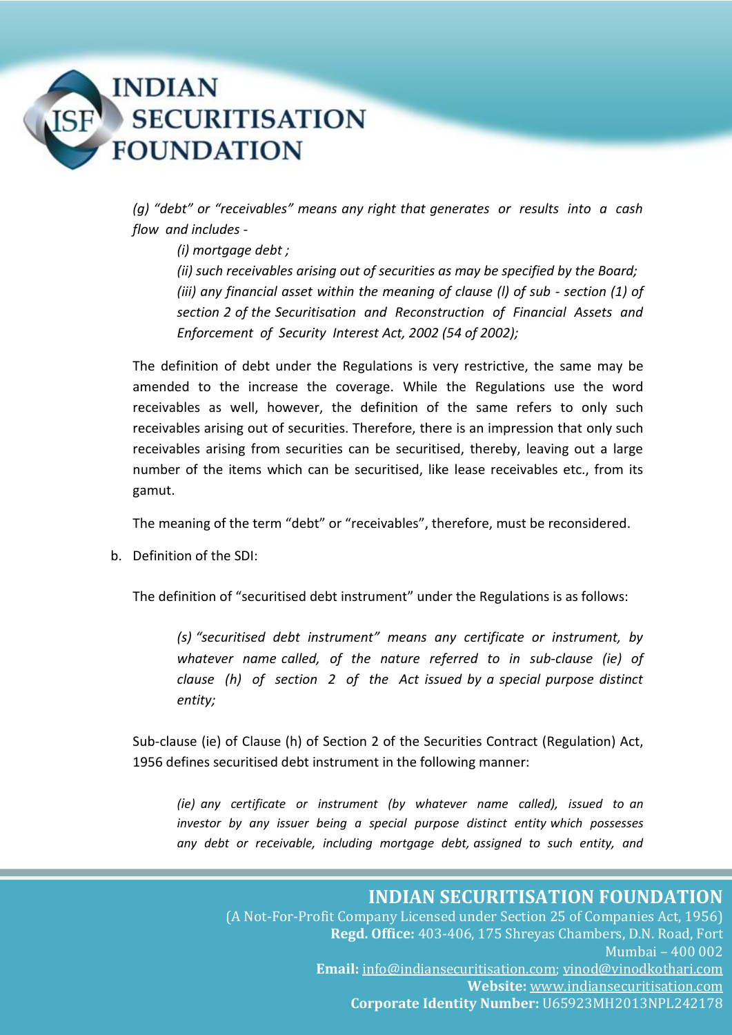*(g) "debt" or "receivables" means any right that generates or results into a cash flow and includes -*

> *(i) mortgage debt ;*
>
> *(ii) such receivables arising out of securities as may be specified by the Board;*
>
> *(iii) any financial asset within the meaning of clause (l) of sub - section (1) of section 2 of the Securitisation and Reconstruction of Financial Assets and Enforcement of Security Interest Act, 2002 (54 of 2002);*

The definition of debt under the Regulations is very restrictive, the same may be amended to the increase the coverage. While the Regulations use the word receivables as well, however, the definition of the same refers to only such receivables arising out of securities. Therefore, there is an impression that only such receivables arising from securities can be securitised, thereby, leaving out a large number of the items which can be securitised, like lease receivables etc., from its gamut.

The meaning of the term "debt" or "receivables", therefore, must be reconsidered.

b. Definition of the SDI:

The definition of "securitised debt instrument" under the Regulations is as follows:

> *(s) "securitised debt instrument" means any certificate or instrument, by whatever name called, of the nature referred to in sub-clause (ie) of clause (h) of section 2 of the Act issued by a special purpose distinct entity;*

Sub-clause (ie) of Clause (h) of Section 2 of the Securities Contract (Regulation) Act, 1956 defines securitised debt instrument in the following manner:

> *(ie) any certificate or instrument (by whatever name called), issued to an investor by any issuer being a special purpose distinct entity which possesses any debt or receivable, including mortgage debt, assigned to such entity, and*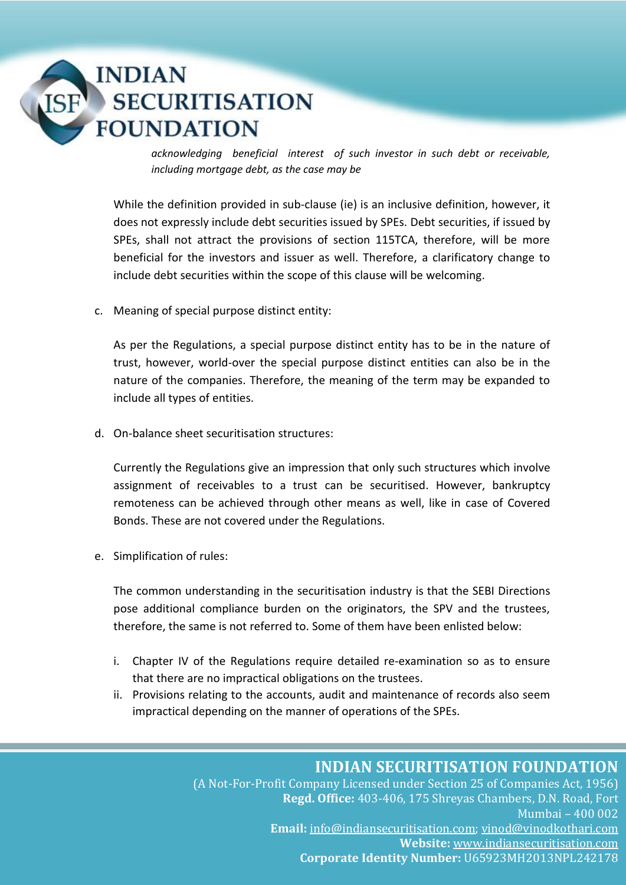*acknowledging beneficial interest of such investor in such debt or receivable, including mortgage debt, as the case may be*

While the definition provided in sub-clause (ie) is an inclusive definition, however, it does not expressly include debt securities issued by SPEs. Debt securities, if issued by SPEs, shall not attract the provisions of section 115TCA, therefore, will be more beneficial for the investors and issuer as well. Therefore, a clarificatory change to include debt securities within the scope of this clause will be welcoming.

c. Meaning of special purpose distinct entity:

   As per the Regulations, a special purpose distinct entity has to be in the nature of trust, however, world-over the special purpose distinct entities can also be in the nature of the companies. Therefore, the meaning of the term may be expanded to include all types of entities.

d. On-balance sheet securitisation structures:

   Currently the Regulations give an impression that only such structures which involve assignment of receivables to a trust can be securitised. However, bankruptcy remoteness can be achieved through other means as well, like in case of Covered Bonds. These are not covered under the Regulations.

e. Simplification of rules:

   The common understanding in the securitisation industry is that the SEBI Directions pose additional compliance burden on the originators, the SPV and the trustees, therefore, the same is not referred to. Some of them have been enlisted below:

   i. Chapter IV of the Regulations require detailed re-examination so as to ensure that there are no impractical obligations on the trustees.
   ii. Provisions relating to the accounts, audit and maintenance of records also seem impractical depending on the manner of operations of the SPEs.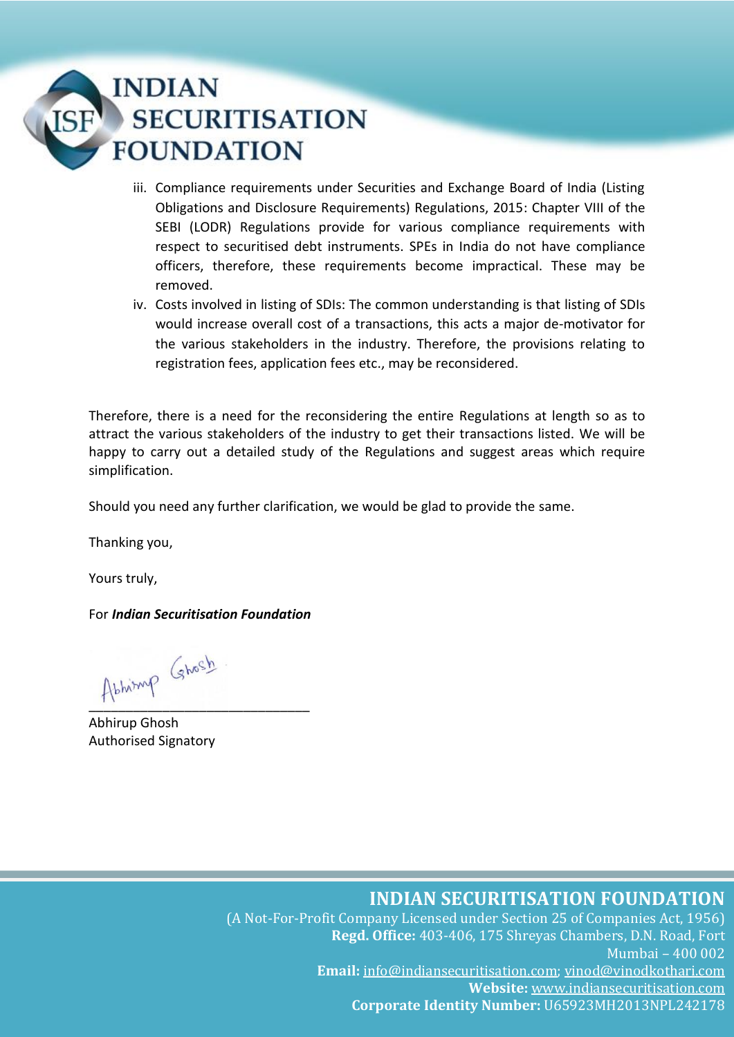iii. Compliance requirements under Securities and Exchange Board of India (Listing Obligations and Disclosure Requirements) Regulations, 2015: Chapter VIII of the SEBI (LODR) Regulations provide for various compliance requirements with respect to securitised debt instruments. SPEs in India do not have compliance officers, therefore, these requirements become impractical. These may be removed.

iv. Costs involved in listing of SDIs: The common understanding is that listing of SDIs would increase overall cost of a transactions, this acts a major de-motivator for the various stakeholders in the industry. Therefore, the provisions relating to registration fees, application fees etc., may be reconsidered.

Therefore, there is a need for the reconsidering the entire Regulations at length so as to attract the various stakeholders of the industry to get their transactions listed. We will be happy to carry out a detailed study of the Regulations and suggest areas which require simplification.

Should you need any further clarification, we would be glad to provide the same.

Thanking you,

Yours truly,

For ***Indian Securitisation Foundation***

Abhirup Ghosh

\_\_\_\_\_\_\_\_\_\_\_\_\_\_\_\_\_\_\_\_\_\_\_\_\_\_\_\_\_\_

Abhirup Ghosh
Authorised Signatory

**INDIAN SECURITISATION FOUNDATION**
(A Not-For-Profit Company Licensed under Section 25 of Companies Act, 1956)
**Regd. Office:** 403-406, 175 Shreyas Chambers, D.N. Road, Fort Mumbai – 400 002
**Email:** info@indiansecuritisation.com; vinod@vinodkothari.com
**Website:** www.indiansecuritisation.com
**Corporate Identity Number:** U65923MH2013NPL242178